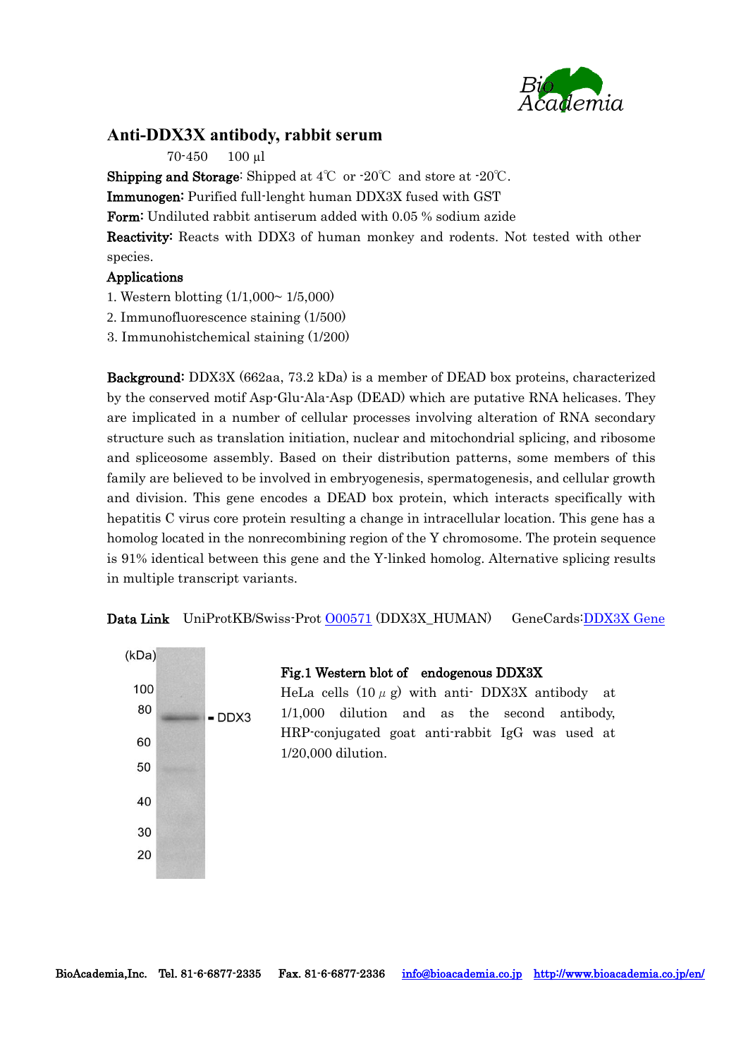# Anti-DDX3X antibody, rabbit serum

70-450　100 μl

**Shipping and Storage**: Shipped at 4℃ or -20℃ and store at -20℃.

**Immunogen**: Purified full-lenght human DDX3X fused with GST

**Form**: Undiluted rabbit antiserum added with 0.05 % sodium azide

**Reactivity**: Reacts with DDX3 of human monkey and rodents. Not tested with other species.

**Applications**

1. Western blotting (1/1,000~ 1/5,000)
2. Immunofluorescence staining (1/500)
3. Immunohistchemical staining (1/200)

**Background**: DDX3X (662aa, 73.2 kDa) is a member of DEAD box proteins, characterized by the conserved motif Asp-Glu-Ala-Asp (DEAD) which are putative RNA helicases. They are implicated in a number of cellular processes involving alteration of RNA secondary structure such as translation initiation, nuclear and mitochondrial splicing, and ribosome and spliceosome assembly. Based on their distribution patterns, some members of this family are believed to be involved in embryogenesis, spermatogenesis, and cellular growth and division. This gene encodes a DEAD box protein, which interacts specifically with hepatitis C virus core protein resulting a change in intracellular location. This gene has a homolog located in the nonrecombining region of the Y chromosome. The protein sequence is 91% identical between this gene and the Y-linked homolog. Alternative splicing results in multiple transcript variants.

**Data Link**　UniProtKB/Swiss-Prot O00571 (DDX3X_HUMAN)　GeneCards:DDX3X Gene

(kDa) 100, 80, 60, 50, 40, 30, 20 — DDX3

**Fig.1 Western blot of endogenous DDX3X**

HeLa cells (10 μg) with anti- DDX3X antibody at 1/1,000 dilution and as the second antibody, HRP-conjugated goat anti-rabbit IgG was used at 1/20,000 dilution.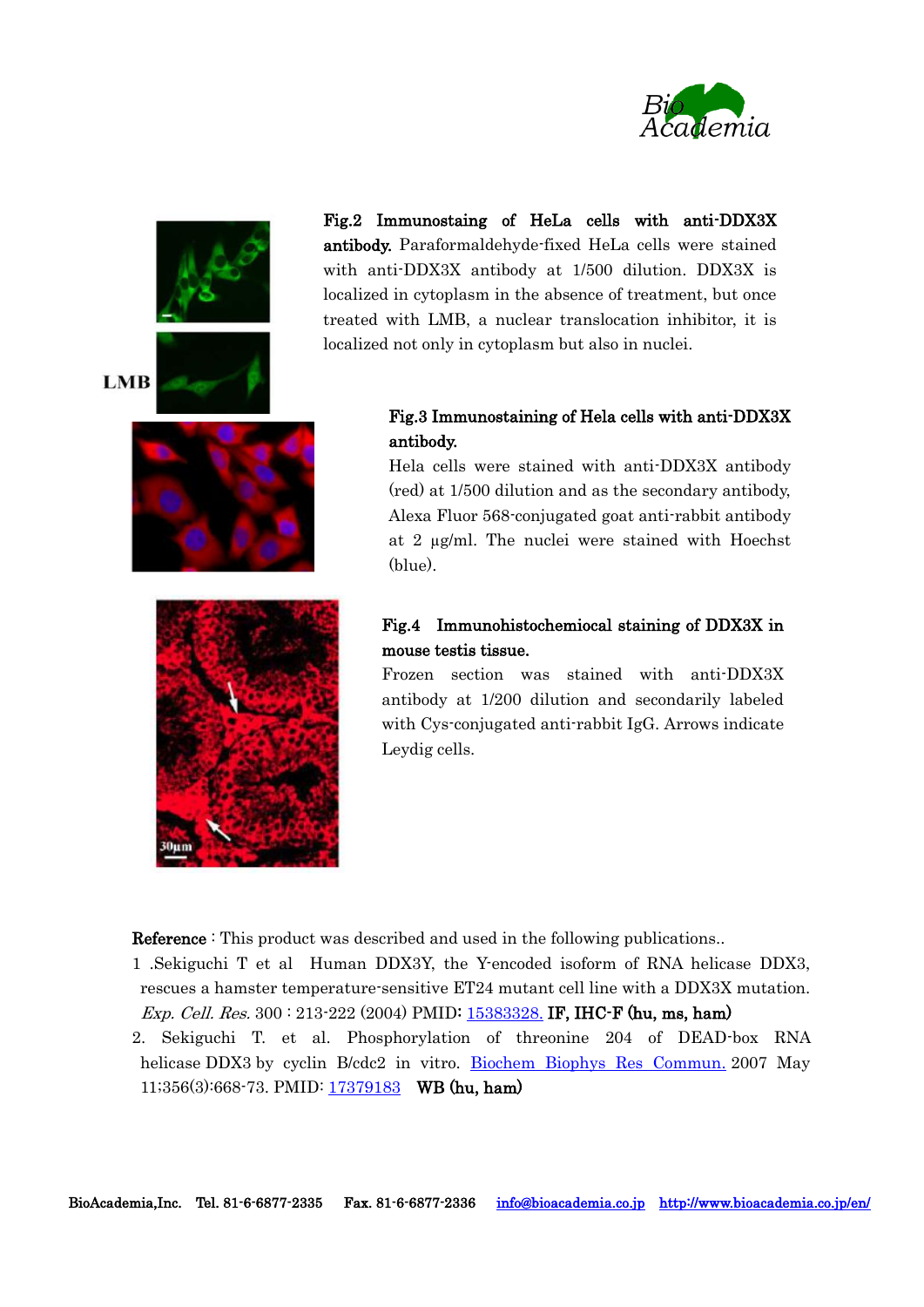LMB

**Fig.2 Immunostaing of HeLa cells with anti-DDX3X antibody.** Paraformaldehyde-fixed HeLa cells were stained with anti-DDX3X antibody at 1/500 dilution. DDX3X is localized in cytoplasm in the absence of treatment, but once treated with LMB, a nuclear translocation inhibitor, it is localized not only in cytoplasm but also in nuclei.

**Fig.3 Immunostaining of Hela cells with anti-DDX3X antibody.**
Hela cells were stained with anti-DDX3X antibody (red) at 1/500 dilution and as the secondary antibody, Alexa Fluor 568-conjugated goat anti-rabbit antibody at 2 µg/ml. The nuclei were stained with Hoechst (blue).

30µm

**Fig.4 Immunohistochemiocal staining of DDX3X in mouse testis tissue.**
Frozen section was stained with anti-DDX3X antibody at 1/200 dilution and secondarily labeled with Cys-conjugated anti-rabbit IgG. Arrows indicate Leydig cells.

**Reference**：This product was described and used in the following publications..

1 .Sekiguchi T et al Human DDX3Y, the Y-encoded isoform of RNA helicase DDX3, rescues a hamster temperature-sensitive ET24 mutant cell line with a DDX3X mutation. *Exp. Cell. Res.* 300：213-222 (2004) PMID: 15383328. **IF, IHC-F (hu, ms, ham)**
2. Sekiguchi T. et al. Phosphorylation of threonine 204 of DEAD-box RNA helicase DDX3 by cyclin B/cdc2 in vitro. Biochem Biophys Res Commun. 2007 May 11;356(3):668-73. PMID: 17379183 **WB (hu, ham)**

BioAcademia,Inc. Tel. 81-6-6877-2335 Fax. 81-6-6877-2336 info@bioacademia.co.jp http://www.bioacademia.co.jp/en/